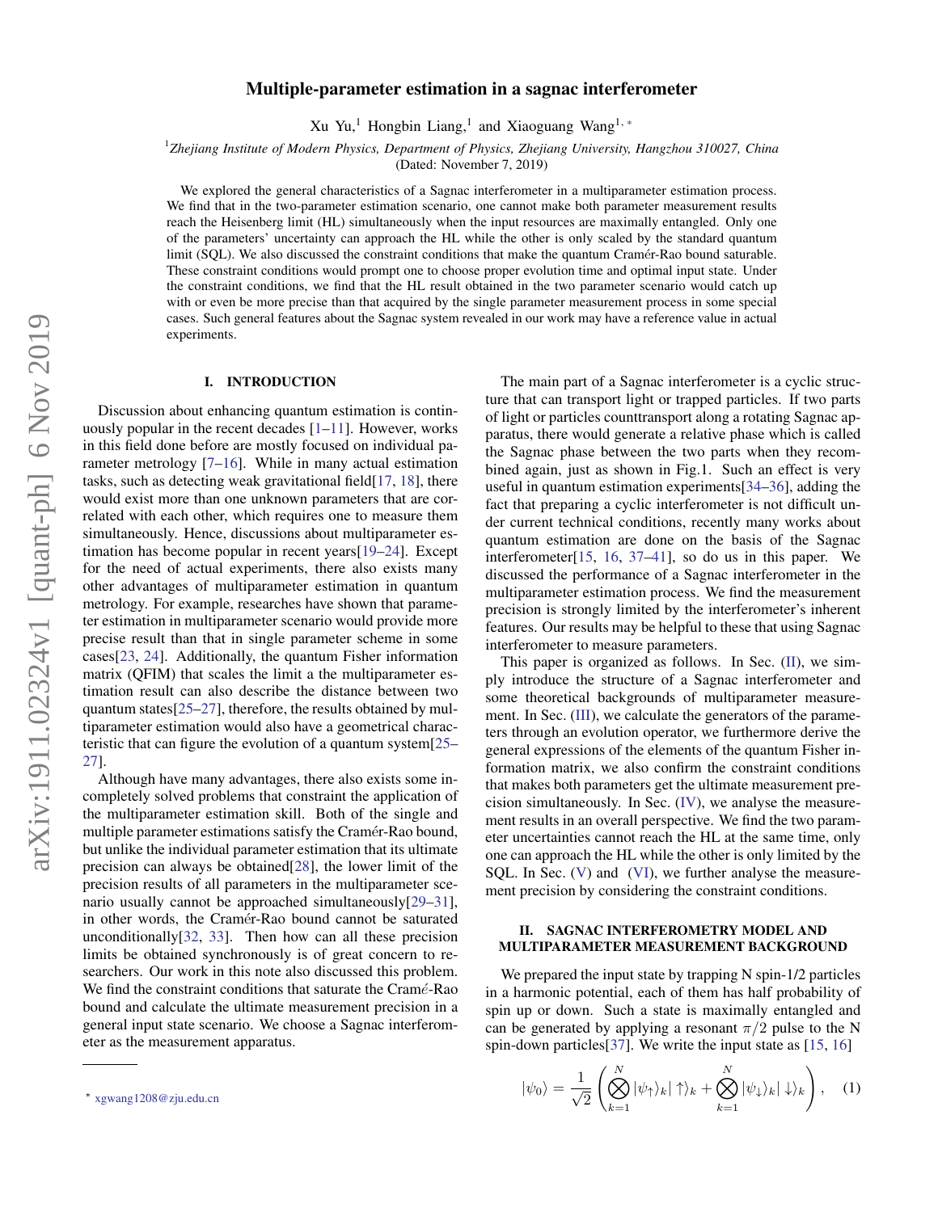# Multiple-parameter estimation in a sagnac interferometer

Xu Yu,[1] Hongbin Liang,[1] and Xiaoguang Wang[1,*]

[1]*Zhejiang Institute of Modern Physics, Department of Physics, Zhejiang University, Hangzhou 310027, China*

(Dated: November 7, 2019)

We explored the general characteristics of a Sagnac interferometer in a multiparameter estimation process. We find that in the two-parameter estimation scenario, one cannot make both parameter measurement results reach the Heisenberg limit (HL) simultaneously when the input resources are maximally entangled. Only one of the parameters' uncertainty can approach the HL while the other is only scaled by the standard quantum limit (SQL). We also discussed the constraint conditions that make the quantum Cramér-Rao bound saturable. These constraint conditions would prompt one to choose proper evolution time and optimal input state. Under the constraint conditions, we find that the HL result obtained in the two parameter scenario would catch up with or even be more precise than that acquired by the single parameter measurement process in some special cases. Such general features about the Sagnac system revealed in our work may have a reference value in actual experiments.

## I. INTRODUCTION

Discussion about enhancing quantum estimation is continuously popular in the recent decades [1–11]. However, works in this field done before are mostly focused on individual parameter metrology [7–16]. While in many actual estimation tasks, such as detecting weak gravitational field[17, 18], there would exist more than one unknown parameters that are correlated with each other, which requires one to measure them simultaneously. Hence, discussions about multiparameter estimation has become popular in recent years[19–24]. Except for the need of actual experiments, there also exists many other advantages of multiparameter estimation in quantum metrology. For example, researches have shown that parameter estimation in multiparameter scenario would provide more precise result than that in single parameter scheme in some cases[23, 24]. Additionally, the quantum Fisher information matrix (QFIM) that scales the limit a the multiparameter estimation result can also describe the distance between two quantum states[25–27], therefore, the results obtained by multiparameter estimation would also have a geometrical characteristic that can figure the evolution of a quantum system[25–27].

Although have many advantages, there also exists some incompletely solved problems that constraint the application of the multiparameter estimation skill. Both of the single and multiple parameter estimations satisfy the Cramér-Rao bound, but unlike the individual parameter estimation that its ultimate precision can always be obtained[28], the lower limit of the precision results of all parameters in the multiparameter scenario usually cannot be approached simultaneously[29–31], in other words, the Cramér-Rao bound cannot be saturated unconditionally[32, 33]. Then how can all these precision limits be obtained synchronously is of great concern to researchers. Our work in this note also discussed this problem. We find the constraint conditions that saturate the Cramé-Rao bound and calculate the ultimate measurement precision in a general input state scenario. We choose a Sagnac interferometer as the measurement apparatus.

The main part of a Sagnac interferometer is a cyclic structure that can transport light or trapped particles. If two parts of light or particles counttransport along a rotating Sagnac apparatus, there would generate a relative phase which is called the Sagnac phase between the two parts when they recombined again, just as shown in Fig.1. Such an effect is very useful in quantum estimation experiments[34–36], adding the fact that preparing a cyclic interferometer is not difficult under current technical conditions, recently many works about quantum estimation are done on the basis of the Sagnac interferometer[15, 16, 37–41], so do us in this paper. We discussed the performance of a Sagnac interferometer in the multiparameter estimation process. We find the measurement precision is strongly limited by the interferometer's inherent features. Our results may be helpful to these that using Sagnac interferometer to measure parameters.

This paper is organized as follows. In Sec. (II), we simply introduce the structure of a Sagnac interferometer and some theoretical backgrounds of multiparameter measurement. In Sec. (III), we calculate the generators of the parameters through an evolution operator, we furthermore derive the general expressions of the elements of the quantum Fisher information matrix, we also confirm the constraint conditions that makes both parameters get the ultimate measurement precision simultaneously. In Sec. (IV), we analyse the measurement results in an overall perspective. We find the two parameter uncertainties cannot reach the HL at the same time, only one can approach the HL while the other is only limited by the SQL. In Sec. (V) and (VI), we further analyse the measurement precision by considering the constraint conditions.

## II. SAGNAC INTERFEROMETRY MODEL AND MULTIPARAMETER MEASUREMENT BACKGROUND

We prepared the input state by trapping N spin-1/2 particles in a harmonic potential, each of them has half probability of spin up or down. Such a state is maximally entangled and can be generated by applying a resonant $\pi/2$ pulse to the N spin-down particles[37]. We write the input state as [15, 16]

$$|\psi_0\rangle = \frac{1}{\sqrt{2}}\left(\bigotimes_{k=1}^{N}|\psi_\uparrow\rangle_k|\uparrow\rangle_k + \bigotimes_{k=1}^{N}|\psi_\downarrow\rangle_k|\downarrow\rangle_k\right), \quad (1)$$

* xgwang1208@zju.edu.cn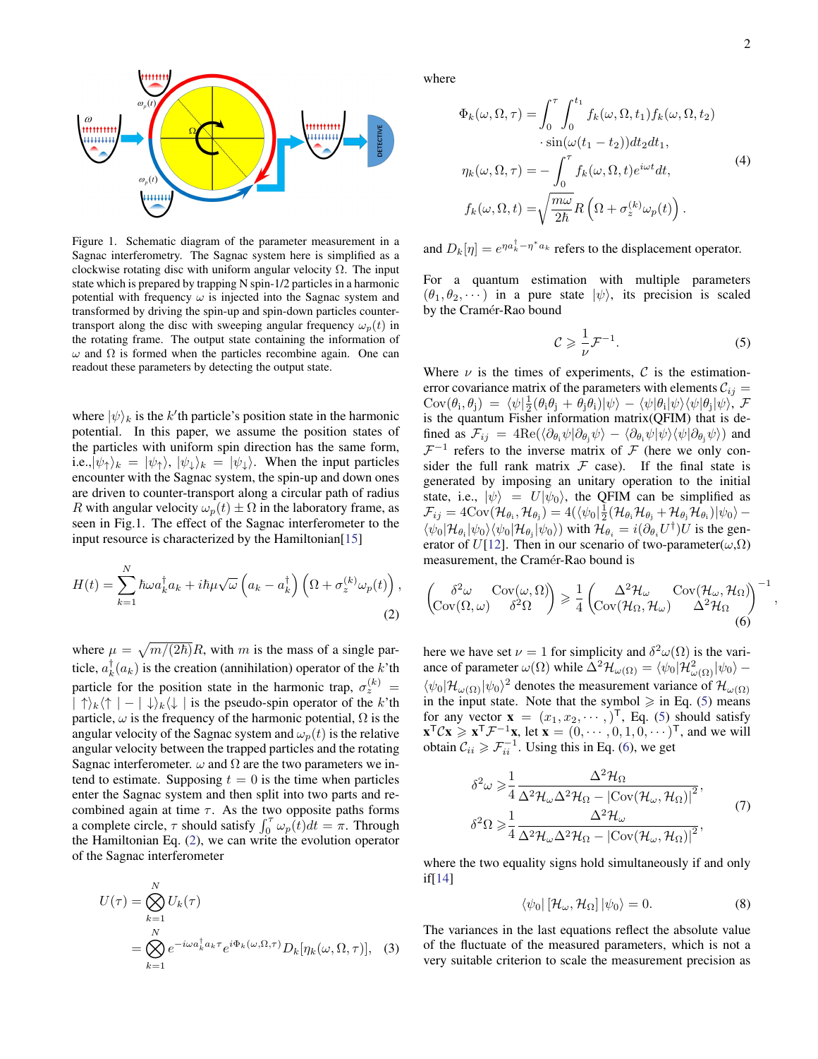Figure 1. Schematic diagram of the parameter measurement in a Sagnac interferometry. The Sagnac system here is simplified as a clockwise rotating disc with uniform angular velocity $\Omega$. The input state which is prepared by trapping N spin-1/2 particles in a harmonic potential with frequency $\omega$ is injected into the Sagnac system and transformed by driving the spin-up and spin-down particles counter-transport along the disc with sweeping angular frequency $\omega_p(t)$ in the rotating frame. The output state containing the information of $\omega$ and $\Omega$ is formed when the particles recombine again. One can readout these parameters by detecting the output state.

where $|\psi\rangle_k$ is the $k$'th particle's position state in the harmonic potential. In this paper, we assume the position states of the particles with uniform spin direction has the same form, i.e.,$|\psi_\uparrow\rangle_k = |\psi_\uparrow\rangle$, $|\psi_\downarrow\rangle_k = |\psi_\downarrow\rangle$. When the input particles encounter with the Sagnac system, the spin-up and down ones are driven to counter-transport along a circular path of radius $R$ with angular velocity $\omega_p(t) \pm \Omega$ in the laboratory frame, as seen in Fig.1. The effect of the Sagnac interferometer to the input resource is characterized by the Hamiltonian[15]

$$H(t) = \sum_{k=1}^{N} \hbar\omega a_k^\dagger a_k + i\hbar\mu\sqrt{\omega}\left(a_k - a_k^\dagger\right)\left(\Omega + \sigma_z^{(k)}\omega_p(t)\right), \tag{2}$$

where $\mu = \sqrt{m/(2\hbar)}R$, with $m$ is the mass of a single particle, $a_k^\dagger(a_k)$ is the creation (annihilation) operator of the $k$'th particle for the position state in the harmonic trap, $\sigma_z^{(k)} = |\uparrow\rangle_k\langle\uparrow| - |\downarrow\rangle_k\langle\downarrow|$ is the pseudo-spin operator of the $k$'th particle, $\omega$ is the frequency of the harmonic potential, $\Omega$ is the angular velocity of the Sagnac system and $\omega_p(t)$ is the relative angular velocity between the trapped particles and the rotating Sagnac interferometer. $\omega$ and $\Omega$ are the two parameters we intend to estimate. Supposing $t = 0$ is the time when particles enter the Sagnac system and then split into two parts and recombined again at time $\tau$. As the two opposite paths forms a complete circle, $\tau$ should satisfy $\int_0^\tau \omega_p(t)dt = \pi$. Through the Hamiltonian Eq. (2), we can write the evolution operator of the Sagnac interferometer

$$\begin{aligned} U(\tau) &= \bigotimes_{k=1}^{N} U_k(\tau) \\ &= \bigotimes_{k=1}^{N} e^{-i\omega a_k^\dagger a_k \tau} e^{i\Phi_k(\omega,\Omega,\tau)} D_k[\eta_k(\omega,\Omega,\tau)], \end{aligned} \tag{3}$$

where

$$\begin{aligned} \Phi_k(\omega,\Omega,\tau) &= \int_0^\tau \int_0^{t_1} f_k(\omega,\Omega,t_1) f_k(\omega,\Omega,t_2) \\ &\quad \cdot \sin(\omega(t_1 - t_2))dt_2 dt_1, \\ \eta_k(\omega,\Omega,\tau) &= -\int_0^\tau f_k(\omega,\Omega,t)e^{i\omega t}dt, \\ f_k(\omega,\Omega,t) &= \sqrt{\frac{m\omega}{2\hbar}}R\left(\Omega + \sigma_z^{(k)}\omega_p(t)\right). \end{aligned} \tag{4}$$

and $D_k[\eta] = e^{\eta a_k^\dagger - \eta^* a_k}$ refers to the displacement operator.

For a quantum estimation with multiple parameters $(\theta_1, \theta_2, \cdots)$ in a pure state $|\psi\rangle$, its precision is scaled by the Cramér-Rao bound

$$\mathcal{C} \geqslant \frac{1}{\nu}\mathcal{F}^{-1}. \tag{5}$$

Where $\nu$ is the times of experiments, $\mathcal{C}$ is the estimation-error covariance matrix of the parameters with elements $\mathcal{C}_{ij} = \mathrm{Cov}(\theta_i, \theta_j) = \langle\psi|\frac{1}{2}(\theta_i\theta_j + \theta_j\theta_i)|\psi\rangle - \langle\psi|\theta_i|\psi\rangle\langle\psi|\theta_j|\psi\rangle$, $\mathcal{F}$ is the quantum Fisher information matrix(QFIM) that is defined as $\mathcal{F}_{ij} = 4\mathrm{Re}(\langle\partial_{\theta_i}\psi|\partial_{\theta_j}\psi\rangle - \langle\partial_{\theta_i}\psi|\psi\rangle\langle\psi|\partial_{\theta_j}\psi\rangle)$ and $\mathcal{F}^{-1}$ refers to the inverse matrix of $\mathcal{F}$ (here we only consider the full rank matrix $\mathcal{F}$ case). If the final state is generated by imposing an unitary operation to the initial state, i.e., $|\psi\rangle = U|\psi_0\rangle$, the QFIM can be simplified as $\mathcal{F}_{ij} = 4\mathrm{Cov}(\mathcal{H}_{\theta_i}, \mathcal{H}_{\theta_j}) = 4(\langle\psi_0|\frac{1}{2}(\mathcal{H}_{\theta_i}\mathcal{H}_{\theta_j} + \mathcal{H}_{\theta_j}\mathcal{H}_{\theta_i})|\psi_0\rangle - \langle\psi_0|\mathcal{H}_{\theta_i}|\psi_0\rangle\langle\psi_0|\mathcal{H}_{\theta_j}|\psi_0\rangle)$ with $\mathcal{H}_{\theta_i} = i(\partial_{\theta_i}U^\dagger)U$ is the generator of $U$[12]. Then in our scenario of two-parameter($\omega$,$\Omega$) measurement, the Cramér-Rao bound is

$$\begin{pmatrix} \delta^2\omega & \mathrm{Cov}(\omega,\Omega) \\ \mathrm{Cov}(\Omega,\omega) & \delta^2\Omega \end{pmatrix} \geqslant \frac{1}{4}\begin{pmatrix} \Delta^2\mathcal{H}_\omega & \mathrm{Cov}(\mathcal{H}_\omega,\mathcal{H}_\Omega) \\ \mathrm{Cov}(\mathcal{H}_\Omega,\mathcal{H}_\omega) & \Delta^2\mathcal{H}_\Omega \end{pmatrix}^{-1}, \tag{6}$$

here we have set $\nu = 1$ for simplicity and $\delta^2\omega(\Omega)$ is the variance of parameter $\omega(\Omega)$ while $\Delta^2\mathcal{H}_{\omega(\Omega)} = \langle\psi_0|\mathcal{H}_{\omega(\Omega)}^2|\psi_0\rangle - \langle\psi_0|\mathcal{H}_{\omega(\Omega)}|\psi_0\rangle^2$ denotes the measurement variance of $\mathcal{H}_{\omega(\Omega)}$ in the input state. Note that the symbol $\geqslant$ in Eq. (5) means for any vector $\mathbf{x} = (x_1, x_2, \cdots,)^\mathsf{T}$, Eq. (5) should satisfy $\mathbf{x}^\mathsf{T}\mathcal{C}\mathbf{x} \geqslant \mathbf{x}^\mathsf{T}\mathcal{F}^{-1}\mathbf{x}$, let $\mathbf{x} = (0, \cdots, 0, 1, 0, \cdots)^\mathsf{T}$, and we will obtain $\mathcal{C}_{ii} \geqslant \mathcal{F}_{ii}^{-1}$. Using this in Eq. (6), we get

$$\begin{aligned} \delta^2\omega \geqslant& \frac{1}{4}\frac{\Delta^2\mathcal{H}_\Omega}{\Delta^2\mathcal{H}_\omega\Delta^2\mathcal{H}_\Omega - |\mathrm{Cov}(\mathcal{H}_\omega,\mathcal{H}_\Omega)|^2}, \\ \delta^2\Omega \geqslant& \frac{1}{4}\frac{\Delta^2\mathcal{H}_\omega}{\Delta^2\mathcal{H}_\omega\Delta^2\mathcal{H}_\Omega - |\mathrm{Cov}(\mathcal{H}_\omega,\mathcal{H}_\Omega)|^2}, \end{aligned} \tag{7}$$

where the two equality signs hold simultaneously if and only if[14]

$$\langle\psi_0|\,[\mathcal{H}_\omega, \mathcal{H}_\Omega]\,|\psi_0\rangle = 0. \tag{8}$$

The variances in the last equations reflect the absolute value of the fluctuate of the measured parameters, which is not a very suitable criterion to scale the measurement precision as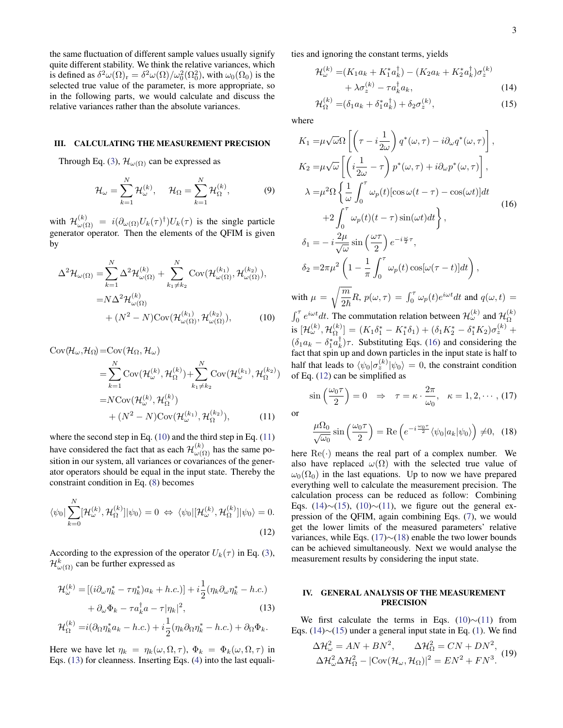the same fluctuation of different sample values usually signify quite different stability. We think the relative variances, which is defined as $\delta^2\omega(\Omega)_{\rm r} = \delta^2\omega(\Omega)/\omega_0^2(\Omega_0^2)$, with $\omega_0(\Omega_0)$ is the selected true value of the parameter, is more appropriate, so in the following parts, we would calculate and discuss the relative variances rather than the absolute variances.

## III. CALCULATING THE MEASUREMENT PRECISION

Through Eq. (3), $\mathcal{H}_{\omega(\Omega)}$ can be expressed as

$$\mathcal{H}_\omega = \sum_{k=1}^{N} \mathcal{H}_\omega^{(k)}, \quad \mathcal{H}_\Omega = \sum_{k=1}^{N} \mathcal{H}_\Omega^{(k)}, \tag{9}$$

with $\mathcal{H}_{\omega(\Omega)}^{(k)} = i(\partial_{\omega(\Omega)} U_k(\tau)^\dagger) U_k(\tau)$ is the single particle generator operator. Then the elements of the QFIM is given by

$$\begin{aligned}\Delta^2\mathcal{H}_{\omega(\Omega)} =& \sum_{k=1}^{N} \Delta^2\mathcal{H}_{\omega(\Omega)}^{(k)} + \sum_{k_1\neq k_2}^{N} \mathrm{Cov}(\mathcal{H}_{\omega(\Omega)}^{(k_1)}, \mathcal{H}_{\omega(\Omega)}^{(k_2)}),\\ =& N\Delta^2\mathcal{H}_{\omega(\Omega)}^{(k)}\\ &+ (N^2-N)\mathrm{Cov}(\mathcal{H}_{\omega(\Omega)}^{(k_1)}, \mathcal{H}_{\omega(\Omega)}^{(k_2)}),\end{aligned} \tag{10}$$

$$\begin{aligned}\mathrm{Cov}(\mathcal{H}_\omega, \mathcal{H}_\Omega) =& \mathrm{Cov}(\mathcal{H}_\Omega, \mathcal{H}_\omega)\\ =& \sum_{k=1}^{N} \mathrm{Cov}(\mathcal{H}_\omega^{(k)}, \mathcal{H}_\Omega^{(k)}) + \sum_{k_1\neq k_2}^{N} \mathrm{Cov}(\mathcal{H}_\omega^{(k_1)}, \mathcal{H}_\Omega^{(k_2)})\\ =& N\mathrm{Cov}(\mathcal{H}_\omega^{(k)}, \mathcal{H}_\Omega^{(k)})\\ &+ (N^2-N)\mathrm{Cov}(\mathcal{H}_\omega^{(k_1)}, \mathcal{H}_\Omega^{(k_2)}),\end{aligned} \tag{11}$$

where the second step in Eq. (10) and the third step in Eq. (11) have considered the fact that as each $\mathcal{H}_{\omega(\Omega)}^{(k)}$ has the same position in our system, all variances or covariances of the generator operators should be equal in the input state. Thereby the constraint condition in Eq. (8) becomes

$$\langle\psi_0|\sum_{k=0}^{N}[\mathcal{H}_\omega^{(k)}, \mathcal{H}_\Omega^{(k)}]|\psi_0\rangle = 0 \;\Leftrightarrow\; \langle\psi_0|[\mathcal{H}_\omega^{(k)}, \mathcal{H}_\Omega^{(k)}]|\psi_0\rangle = 0. \tag{12}$$

According to the expression of the operator $U_k(\tau)$ in Eq. (3), $\mathcal{H}_{\omega(\Omega)}^{k}$ can be further expressed as

$$\begin{aligned}\mathcal{H}_\omega^{(k)} =& [(i\partial_\omega\eta_k^* - \tau\eta_k^*)a_k + h.c.)] + i\frac{1}{2}(\eta_k\partial_\omega\eta_k^* - h.c.)\\ &+ \partial_\omega\Phi_k - \tau a_k^\dagger a - \tau|\eta_k|^2,\end{aligned} \tag{13}$$
$$\mathcal{H}_\Omega^{(k)} = i(\partial_\Omega\eta_k^* a_k - h.c.) + i\frac{1}{2}(\eta_k\partial_\Omega\eta_k^* - h.c.) + \partial_\Omega\Phi_k.$$

Here we have let $\eta_k = \eta_k(\omega, \Omega, \tau)$, $\Phi_k = \Phi_k(\omega, \Omega, \tau)$ in Eqs. (13) for cleanness. Inserting Eqs. (4) into the last equalities and ignoring the constant terms, yields

$$\begin{aligned}\mathcal{H}_\omega^{(k)} =& (K_1 a_k + K_1^* a_k^\dagger) - (K_2 a_k + K_2^* a_k^\dagger)\sigma_z^{(k)}\\ &+ \lambda\sigma_z^{(k)} - \tau a_k^\dagger a_k,\end{aligned} \tag{14}$$
$$\mathcal{H}_\Omega^{(k)} = (\delta_1 a_k + \delta_1^* a_k^\dagger) + \delta_2\sigma_z^{(k)}, \tag{15}$$

where

$$\begin{aligned}K_1 =& \mu\sqrt{\omega}\Omega\left[\left(\tau - i\frac{1}{2\omega}\right)q^*(\omega,\tau) - i\partial_\omega q^*(\omega,\tau)\right],\\ K_2 =& \mu\sqrt{\omega}\left[\left(i\frac{1}{2\omega} - \tau\right)p^*(\omega,\tau) + i\partial_\omega p^*(\omega,\tau)\right],\\ \lambda =& \mu^2\Omega\left\{\frac{1}{\omega}\int_0^\tau \omega_p(t)[\cos\omega(t-\tau) - \cos(\omega t)]dt\right.\\ &\left.+2\int_0^\tau \omega_p(t)(t-\tau)\sin(\omega t)dt\right\},\\ \delta_1 =& -i\frac{2\mu}{\sqrt{\omega}}\sin\left(\frac{\omega\tau}{2}\right)e^{-i\frac{\omega}{2}\tau},\\ \delta_2 =& 2\pi\mu^2\left(1 - \frac{1}{\pi}\int_0^\tau \omega_p(t)\cos[\omega(\tau - t)]dt\right),\end{aligned} \tag{16}$$

with $\mu = \sqrt{\dfrac{m}{2\hbar}}R$, $p(\omega,\tau) = \int_0^\tau \omega_p(t)e^{i\omega t}dt$ and $q(\omega,t) = \int_0^\tau e^{i\omega t}dt$. The commutation relation between $\mathcal{H}_\omega^{(k)}$ and $\mathcal{H}_\Omega^{(k)}$ is $[\mathcal{H}_\omega^{(k)}, \mathcal{H}_\Omega^{(k)}] = (K_1\delta_1^* - K_1^*\delta_1) + (\delta_1 K_2^* - \delta_1^* K_2)\sigma_z^{(k)} + (\delta_1 a_k - \delta_1^* a_k^\dagger)\tau$. Substituting Eqs. (16) and considering the fact that spin up and down particles in the input state is half to half that leads to $\langle\psi_0|\sigma_z^{(k)}|\psi_0\rangle = 0$, the constraint condition of Eq. (12) can be simplified as

$$\sin\left(\frac{\omega_0\tau}{2}\right) = 0 \quad\Rightarrow\quad \tau = \kappa\cdot\frac{2\pi}{\omega_0}, \quad \kappa = 1, 2, \cdots, \tag{17}$$

or

$$\frac{\mu\Omega_0}{\sqrt{\omega_0}}\sin\left(\frac{\omega_0\tau}{2}\right) = \mathrm{Re}\left(e^{-i\frac{\omega_0\tau}{2}}\langle\psi_0|a_k|\psi_0\rangle\right) \neq 0, \tag{18}$$

here $\mathrm{Re}(\cdot)$ means the real part of a complex number. We also have replaced $\omega(\Omega)$ with the selected true value of $\omega_0(\Omega_0)$ in the last equations. Up to now we have prepared everything well to calculate the measurement precision. The calculation process can be reduced as follow: Combining Eqs. (14)∼(15), (10)∼(11), we figure out the general expression of the QFIM, again combining Eqs. (7), we would get the lower limits of the measured parameters' relative variances, while Eqs. (17)∼(18) enable the two lower bounds can be achieved simultaneously. Next we would analyse the measurement results by considering the input state.

## IV. GENERAL ANALYSIS OF THE MEASUREMENT PRECISION

We first calculate the terms in Eqs. (10)∼(11) from Eqs. (14)∼(15) under a general input state in Eq. (1). We find

$$\begin{aligned}\Delta\mathcal{H}_\omega^2 = AN + BN^2, \qquad \Delta\mathcal{H}_\Omega^2 = CN + DN^2,\\ \Delta\mathcal{H}_\omega^2\Delta\mathcal{H}_\Omega^2 - |\mathrm{Cov}(\mathcal{H}_\omega, \mathcal{H}_\Omega)|^2 = EN^2 + FN^3.\end{aligned} \tag{19}$$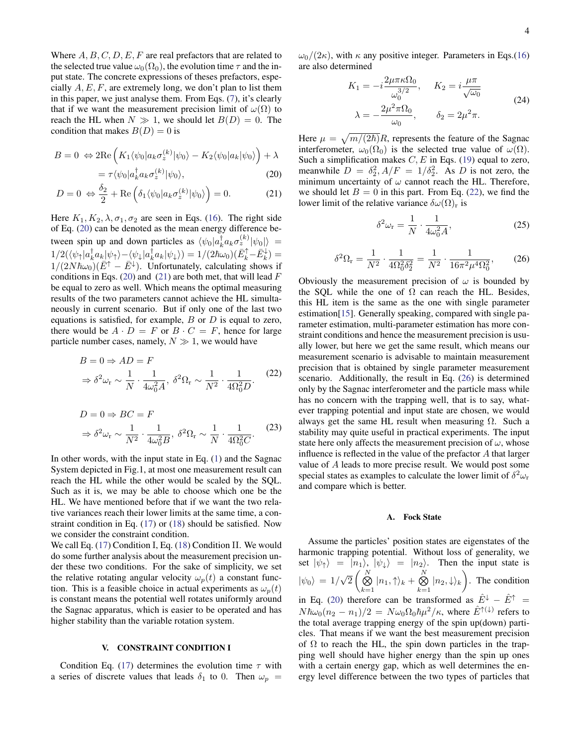Where $A, B, C, D, E, F$ are real prefactors that are related to the selected true value $\omega_0(\Omega_0)$, the evolution time $\tau$ and the input state. The concrete expressions of theses prefactors, especially $A, E, F$, are extremely long, we don't plan to list them in this paper, we just analyse them. From Eqs. (7), it's clearly that if we want the measurement precision limit of $\omega(\Omega)$ to reach the HL when $N \gg 1$, we should let $B(D) = 0$. The condition that makes $B(D) = 0$ is

$$B = 0 \Leftrightarrow 2\mathrm{Re}\Big(K_1\langle\psi_0|a_k\sigma_z^{(k)}|\psi_0\rangle - K_2\langle\psi_0|a_k|\psi_0\rangle\Big) + \lambda = \tau\langle\psi_0|a_k^\dagger a_k\sigma_z^{(k)}|\psi_0\rangle, \tag{20}$$

$$D = 0 \Leftrightarrow \frac{\delta_2}{2} + \mathrm{Re}\Big(\delta_1\langle\psi_0|a_k\sigma_z^{(k)}|\psi_0\rangle\Big) = 0. \tag{21}$$

Here $K_1, K_2, \lambda, \sigma_1, \sigma_2$ are seen in Eqs. (16). The right side of Eq. (20) can be denoted as the mean energy difference between spin up and down particles as $\langle\psi_0|a_k^\dagger a_k\sigma_z^{(k)}|\psi_0|\rangle = 1/2(\langle\psi_\uparrow|a_k^\dagger a_k|\psi_\uparrow\rangle - \langle\psi_\downarrow|a_k^\dagger a_k|\psi_\downarrow\rangle) = 1/(2\hbar\omega_0)(\bar{E}_k^\uparrow - \bar{E}_k^\downarrow) = 1/(2N\hbar\omega_0)(\bar{E}^\uparrow - \bar{E}^\downarrow)$. Unfortunately, calculating shows if conditions in Eqs. (20) and (21) are both met, that will lead $F$ be equal to zero as well. Which means the optimal measuring results of the two parameters cannot achieve the HL simultaneously in current scenario. But if only one of the last two equations is satisfied, for example, $B$ or $D$ is equal to zero, there would be $A \cdot D = F$ or $B \cdot C = F$, hence for large particle number cases, namely, $N \gg 1$, we would have

$$\begin{aligned} &B = 0 \Rightarrow AD = F \\ &\Rightarrow \delta^2\omega_\mathrm{r} \sim \frac{1}{N}\cdot\frac{1}{4\omega_0^2 A},\ \delta^2\Omega_\mathrm{r} \sim \frac{1}{N^2}\cdot\frac{1}{4\Omega_0^2 D}. \end{aligned} \tag{22}$$

$$\begin{aligned} &D = 0 \Rightarrow BC = F \\ &\Rightarrow \delta^2\omega_\mathrm{r} \sim \frac{1}{N^2}\cdot\frac{1}{4\omega_0^2 B},\ \delta^2\Omega_\mathrm{r} \sim \frac{1}{N}\cdot\frac{1}{4\Omega_0^2 C}. \end{aligned} \tag{23}$$

In other words, with the input state in Eq. (1) and the Sagnac System depicted in Fig.1, at most one measurement result can reach the HL while the other would be scaled by the SQL. Such as it is, we may be able to choose which one be the HL. We have mentioned before that if we want the two relative variances reach their lower limits at the same time, a constraint condition in Eq. (17) or (18) should be satisfied. Now we consider the constraint condition.

We call Eq. (17) Condition I, Eq. (18) Condition II. We would do some further analysis about the measurement precision under these two conditions. For the sake of simplicity, we set the relative rotating angular velocity $\omega_p(t)$ a constant function. This is a feasible choice in actual experiments as $\omega_p(t)$ is constant means the potential well rotates uniformly around the Sagnac apparatus, which is easier to be operated and has higher stability than the variable rotation system.

## V. CONSTRAINT CONDITION I

Condition Eq. (17) determines the evolution time $\tau$ with a series of discrete values that leads $\delta_1$ to 0. Then $\omega_p = \omega_0/(2\kappa)$, with $\kappa$ any positive integer. Parameters in Eqs.(16) are also determined

$$\begin{aligned} K_1 &= -i\frac{2\mu\pi\kappa\Omega_0}{\omega_0^{3/2}}, \quad & K_2 &= i\frac{\mu\pi}{\sqrt{\omega_0}} \\ \lambda &= -\frac{2\mu^2\pi\Omega_0}{\omega_0}, \quad & \delta_2 &= 2\mu^2\pi. \end{aligned} \tag{24}$$

Here $\mu = \sqrt{m/(2\hbar)}R$, represents the feature of the Sagnac interferometer, $\omega_0(\Omega_0)$ is the selected true value of $\omega(\Omega)$. Such a simplification makes $C, E$ in Eqs. (19) equal to zero, meanwhile $D = \delta_2^2, A/F = 1/\delta_2^2$. As $D$ is not zero, the minimum uncertainty of $\omega$ cannot reach the HL. Therefore, we should let $B = 0$ in this part. From Eq. (22), we find the lower limit of the relative variance $\delta\omega(\Omega)_\mathrm{r}$ is

$$\delta^2\omega_\mathrm{r} = \frac{1}{N}\cdot\frac{1}{4\omega_0^2 A}, \tag{25}$$

$$\delta^2\Omega_\mathrm{r} = \frac{1}{N^2}\cdot\frac{1}{4\Omega_0^2\delta_2^2} = \frac{1}{N^2}\cdot\frac{1}{16\pi^2\mu^4\Omega_0^2}, \tag{26}$$

Obviously the measurement precision of $\omega$ is bounded by the SQL while the one of $\Omega$ can reach the HL. Besides, this HL item is the same as the one with single parameter estimation[15]. Generally speaking, compared with single parameter estimation, multi-parameter estimation has more constraint conditions and hence the measurement precision is usually lower, but here we get the same result, which means our measurement scenario is advisable to maintain measurement precision that is obtained by single parameter measurement scenario. Additionally, the result in Eq. (26) is determined only by the Sagnac interferometer and the particle mass while has no concern with the trapping well, that is to say, whatever trapping potential and input state are chosen, we would always get the same HL result when measuring $\Omega$. Such a stability may quite useful in practical experiments. The input state here only affects the measurement precision of $\omega$, whose influence is reflected in the value of the prefactor $A$ that larger value of $A$ leads to more precise result. We would post some special states as examples to calculate the lower limit of $\delta^2\omega_\mathrm{r}$ and compare which is better.

### A. Fock State

Assume the particles' position states are eigenstates of the harmonic trapping potential. Without loss of generality, we set $|\psi_\uparrow\rangle = |n_1\rangle$, $|\psi_\downarrow\rangle = |n_2\rangle$. Then the input state is $|\psi_0\rangle = 1/\sqrt{2}\left(\bigotimes_{k=1}^{N}|n_1,\uparrow\rangle_k + \bigotimes_{k=1}^{N}|n_2,\downarrow\rangle_k\right)$. The condition in Eq. (20) therefore can be transformed as $\hat{E}^\downarrow - \hat{E}^\uparrow = N\hbar\omega_0(n_2 - n_1)/2 = N\omega_0\Omega_0\hbar\mu^2/\kappa$, where $\hat{E}^{\uparrow(\downarrow)}$ refers to the total average trapping energy of the spin up(down) particles. That means if we want the best measurement precision of $\Omega$ to reach the HL, the spin down particles in the trapping well should have higher energy than the spin up ones with a certain energy gap, which as well determines the energy level difference between the two types of particles that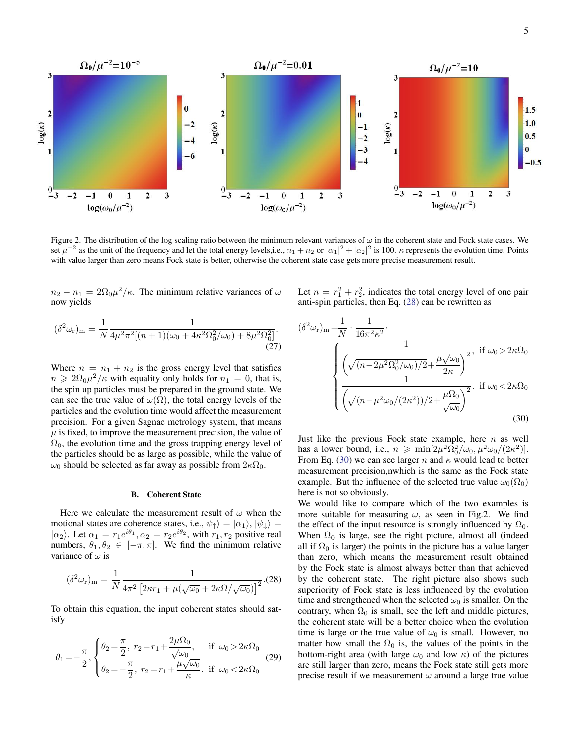Figure 2. The distribution of the log scaling ratio between the minimum relevant variances of $\omega$ in the coherent state and Fock state cases. We set $\mu^{-2}$ as the unit of the frequency and let the total energy levels,i.e., $n_1+n_2$ or $|\alpha_1|^2+|\alpha_2|^2$ is 100. $\kappa$ represents the evolution time. Points with value larger than zero means Fock state is better, otherwise the coherent state case gets more precise measurement result.

$n_2-n_1=2\Omega_0\mu^2/\kappa$. The minimum relative variances of $\omega$ now yields

$$(\delta^2\omega_{\rm r})_{\rm m}=\frac{1}{N}\frac{1}{4\mu^2\pi^2[(n+1)(\omega_0+4\kappa^2\Omega_0^2/\omega_0)+8\mu^2\Omega_0^2]}. \tag{27}$$

Where $n=n_1+n_2$ is the gross energy level that satisfies $n\geqslant 2\Omega_0\mu^2/\kappa$ with equality only holds for $n_1=0$, that is, the spin up particles must be prepared in the ground state. We can see the true value of $\omega(\Omega)$, the total energy levels of the particles and the evolution time would affect the measurement precision. For a given Sagnac metrology system, that means $\mu$ is fixed, to improve the measurement precision, the value of $\Omega_0$, the evolution time and the gross trapping energy level of the particles should be as large as possible, while the value of $\omega_0$ should be selected as far away as possible from $2\kappa\Omega_0$.

### B. Coherent State

Here we calculate the measurement result of $\omega$ when the motional states are coherence states, i.e.,$|\psi_\uparrow\rangle=|\alpha_1\rangle$, $|\psi_\downarrow\rangle=|\alpha_2\rangle$. Let $\alpha_1=r_1e^{i\theta_1}, \alpha_2=r_2e^{i\theta_2}$, with $r_1, r_2$ positive real numbers, $\theta_1,\theta_2\in[-\pi,\pi]$. We find the minimum relative variance of $\omega$ is

$$(\delta^2\omega_{\rm r})_{\rm m}=\frac{1}{N}\frac{1}{4\pi^2\left[2\kappa r_1+\mu(\sqrt{\omega_0}+2\kappa\Omega/\sqrt{\omega_0})\right]^2}. \tag{28}$$

To obtain this equation, the input coherent states should satisfy

$$\theta_1=-\frac{\pi}{2},\begin{cases}\theta_2=\dfrac{\pi}{2},\ r_2=r_1+\dfrac{2\mu\Omega_0}{\sqrt{\omega_0}}, & \text{if}\ \ \omega_0>2\kappa\Omega_0\\ \theta_2=-\dfrac{\pi}{2},\ r_2=r_1+\dfrac{\mu\sqrt{\omega_0}}{\kappa}. & \text{if}\ \ \omega_0<2\kappa\Omega_0\end{cases} \tag{29}$$

Let $n=r_1^2+r_2^2$, indicates the total energy level of one pair anti-spin particles, then Eq. (28) can be rewritten as

$$(\delta^2\omega_{\rm r})_{\rm m}=\frac{1}{N}\cdot\frac{1}{16\pi^2\kappa^2}\cdot\begin{cases}\dfrac{1}{\left(\sqrt{(n-2\mu^2\Omega_0^2/\omega_0)/2}+\dfrac{\mu\sqrt{\omega_0}}{2\kappa}\right)^2}, & \text{if}\ \omega_0>2\kappa\Omega_0\\ \dfrac{1}{\left(\sqrt{(n-\mu^2\omega_0/(2\kappa^2))/2}+\dfrac{\mu\Omega_0}{\sqrt{\omega_0}}\right)^2}. & \text{if}\ \omega_0<2\kappa\Omega_0\end{cases} \tag{30}$$

Just like the previous Fock state example, here $n$ as well has a lower bound, i.e., $n\geqslant\min[2\mu^2\Omega_0^2/\omega_0,\mu^2\omega_0/(2\kappa^2)]$. From Eq. (30) we can see larger $n$ and $\kappa$ would lead to better measurement precision,nwhich is the same as the Fock state example. But the influence of the selected true value $\omega_0(\Omega_0)$ here is not so obviously.

We would like to compare which of the two examples is more suitable for measuring $\omega$, as seen in Fig.2. We find the effect of the input resource is strongly influenced by $\Omega_0$. When $\Omega_0$ is large, see the right picture, almost all (indeed all if $\Omega_0$ is larger) the points in the picture has a value larger than zero, which means the measurement result obtained by the Fock state is almost always better than that achieved by the coherent state. The right picture also shows such superiority of Fock state is less influenced by the evolution time and strengthened when the selected $\omega_0$ is smaller. On the contrary, when $\Omega_0$ is small, see the left and middle pictures, the coherent state will be a better choice when the evolution time is large or the true value of $\omega_0$ is small. However, no matter how small the $\Omega_0$ is, the values of the points in the bottom-right area (with large $\omega_0$ and low $\kappa$) of the pictures are still larger than zero, means the Fock state still gets more precise result if we measurement $\omega$ around a large true value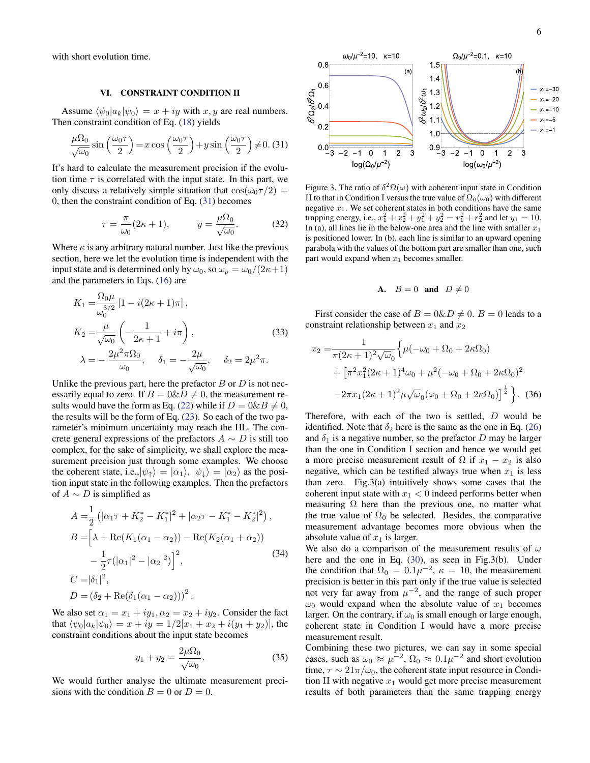with short evolution time.

## VI. CONSTRAINT CONDITION II

Assume $\langle\psi_0|a_k|\psi_0\rangle = x + iy$ with $x, y$ are real numbers. Then constraint condition of Eq. (18) yields

$$\frac{\mu\Omega_0}{\sqrt{\omega_0}}\sin\left(\frac{\omega_0\tau}{2}\right) = x\cos\left(\frac{\omega_0\tau}{2}\right) + y\sin\left(\frac{\omega_0\tau}{2}\right) \neq 0. \quad (31)$$

It's hard to calculate the measurement precision if the evolution time $\tau$ is correlated with the input state. In this part, we only discuss a relatively simple situation that $\cos(\omega_0\tau/2) = 0$, then the constraint condition of Eq. (31) becomes

$$\tau = \frac{\pi}{\omega_0}(2\kappa+1), \qquad y = \frac{\mu\Omega_0}{\sqrt{\omega_0}}. \quad (32)$$

Where $\kappa$ is any arbitrary natural number. Just like the previous section, here we let the evolution time is independent with the input state and is determined only by $\omega_0$, so $\omega_p = \omega_0/(2\kappa+1)$ and the parameters in Eqs. (16) are

$$\begin{aligned}
K_1 =& \frac{\Omega_0\mu}{\omega_0^{3/2}}\left[1 - i(2\kappa+1)\pi\right], \\
K_2 =& \frac{\mu}{\sqrt{\omega_0}}\left(-\frac{1}{2\kappa+1} + i\pi\right), \\
\lambda =& -\frac{2\mu^2\pi\Omega_0}{\omega_0}, \quad \delta_1 = -\frac{2\mu}{\sqrt{\omega_0}}, \quad \delta_2 = 2\mu^2\pi.
\end{aligned} \quad (33)$$

Unlike the previous part, here the prefactor $B$ or $D$ is not necessarily equal to zero. If $B = 0\&D \neq 0$, the measurement results would have the form as Eq. (22) while if $D = 0\&B \neq 0$, the results will be the form of Eq. (23). So each of the two parameter's minimum uncertainty may reach the HL. The concrete general expressions of the prefactors $A \sim D$ is still too complex, for the sake of simplicity, we shall explore the measurement precision just through some examples. We choose the coherent state, i.e.,$|\psi_\uparrow\rangle = |\alpha_1\rangle$, $|\psi_\downarrow\rangle = |\alpha_2\rangle$ as the position input state in the following examples. Then the prefactors of $A \sim D$ is simplified as

$$\begin{aligned}
A =& \frac{1}{2}\left(|\alpha_1\tau + K_2^* - K_1^*|^2 + |\alpha_2\tau - K_1^* - K_2^*|^2\right), \\
B =& \Big[\lambda + \mathrm{Re}(K_1(\alpha_1 - \alpha_2)) - \mathrm{Re}(K_2(\alpha_1 + \alpha_2)) \\
&- \frac{1}{2}\tau(|\alpha_1|^2 - |\alpha_2|^2)\Big]^2, \\
C =& |\delta_1|^2, \\
D =& \left(\delta_2 + \mathrm{Re}(\delta_1(\alpha_1 - \alpha_2))\right)^2.
\end{aligned} \quad (34)$$

We also set $\alpha_1 = x_1 + iy_1, \alpha_2 = x_2 + iy_2$. Consider the fact that $\langle\psi_0|a_k|\psi_0\rangle = x + iy = 1/2[x_1 + x_2 + i(y_1 + y_2)]$, the constraint conditions about the input state becomes

$$y_1 + y_2 = \frac{2\mu\Omega_0}{\sqrt{\omega_0}}. \quad (35)$$

We would further analyse the ultimate measurement precisions with the condition $B = 0$ or $D = 0$.

Figure 3. The ratio of $\delta^2\Omega(\omega)$ with coherent input state in Condition II to that in Condition I versus the true value of $\Omega_0(\omega_0)$ with different negative $x_1$. We set coherent states in both conditions have the same trapping energy, i.e., $x_1^2 + x_2^2 + y_1^2 + y_2^2 = r_1^2 + r_2^2$ and let $y_1 = 10$. In (a), all lines lie in the below-one area and the line with smaller $x_1$ is positioned lower. In (b), each line is similar to an upward opening parabola with the values of the bottom part are smaller than one, such part would expand when $x_1$ becomes smaller.

### A. $B = 0$ and $D \neq 0$

First consider the case of $B = 0\&D \neq 0$. $B = 0$ leads to a constraint relationship between $x_1$ and $x_2$

$$\begin{aligned}
x_2 =& \frac{1}{\pi(2\kappa+1)^2\sqrt{\omega_0}}\Big\{\mu(-\omega_0 + \Omega_0 + 2\kappa\Omega_0) \\
&+ \big[\pi^2x_1^2(2\kappa+1)^4\omega_0 + \mu^2(-\omega_0 + \Omega_0 + 2\kappa\Omega_0)^2 \\
&- 2\pi x_1(2\kappa+1)^2\mu\sqrt{\omega_0}(\omega_0 + \Omega_0 + 2\kappa\Omega_0)\big]^{\frac{1}{2}}\Big\}.
\end{aligned} \quad (36)$$

Therefore, with each of the two is settled, $D$ would be identified. Note that $\delta_2$ here is the same as the one in Eq. (26) and $\delta_1$ is a negative number, so the prefactor $D$ may be larger than the one in Condition I section and hence we would get a more precise measurement result of $\Omega$ if $x_1 - x_2$ is also negative, which can be testified always true when $x_1$ is less than zero. Fig.3(a) intuitively shows some cases that the coherent input state with $x_1 < 0$ indeed performs better when measuring $\Omega$ here than the previous one, no matter what the true value of $\Omega_0$ be selected. Besides, the comparative measurement advantage becomes more obvious when the absolute value of $x_1$ is larger.

We also do a comparison of the measurement results of $\omega$ here and the one in Eq. (30), as seen in Fig.3(b). Under the condition that $\Omega_0 = 0.1\mu^{-2}$, $\kappa = 10$, the measurement precision is better in this part only if the true value is selected not very far away from $\mu^{-2}$, and the range of such proper $\omega_0$ would expand when the absolute value of $x_1$ becomes larger. On the contrary, if $\omega_0$ is small enough or large enough, coherent state in Condition I would have a more precise measurement result.

Combining these two pictures, we can say in some special cases, such as $\omega_0 \approx \mu^{-2}$, $\Omega_0 \approx 0.1\mu^{-2}$ and short evolution time, $\tau \sim 21\pi/\omega_0$, the coherent state input resource in Condition II with negative $x_1$ would get more precise measurement results of both parameters than the same trapping energy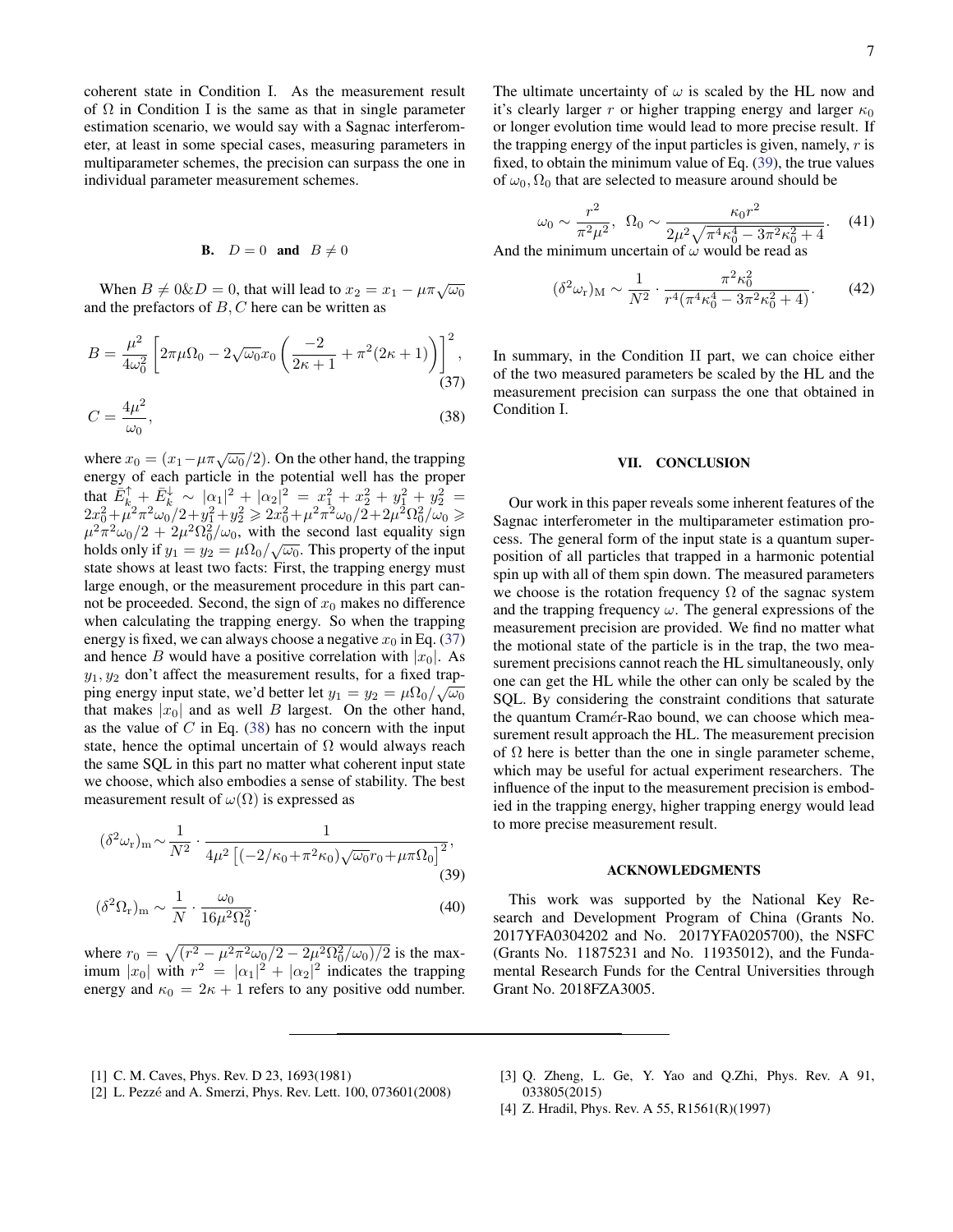coherent state in Condition I. As the measurement result of $\Omega$ in Condition I is the same as that in single parameter estimation scenario, we would say with a Sagnac interferometer, at least in some special cases, measuring parameters in multiparameter schemes, the precision can surpass the one in individual parameter measurement schemes.

### B. $D = 0$ and $B \neq 0$

When $B \neq 0 \& D = 0$, that will lead to $x_2 = x_1 - \mu\pi\sqrt{\omega_0}$ and the prefactors of $B, C$ here can be written as

$$B = \frac{\mu^2}{4\omega_0^2}\left[2\pi\mu\Omega_0 - 2\sqrt{\omega_0}x_0\left(\frac{-2}{2\kappa+1} + \pi^2(2\kappa+1)\right)\right]^2, \tag{37}$$

$$C = \frac{4\mu^2}{\omega_0}, \tag{38}$$

where $x_0 = (x_1 - \mu\pi\sqrt{\omega_0}/2)$. On the other hand, the trapping energy of each particle in the potential well has the proper that $\bar{E}_k^{\uparrow} + \bar{E}_k^{\downarrow} \sim |\alpha_1|^2 + |\alpha_2|^2 = x_1^2 + x_2^2 + y_1^2 + y_2^2 = 2x_0^2 + \mu^2\pi^2\omega_0/2 + y_1^2 + y_2^2 \geqslant 2x_0^2 + \mu^2\pi^2\omega_0/2 + 2\mu^2\Omega_0^2/\omega_0 \geqslant \mu^2\pi^2\omega_0/2 + 2\mu^2\Omega_0^2/\omega_0$, with the second last equality sign holds only if $y_1 = y_2 = \mu\Omega_0/\sqrt{\omega_0}$. This property of the input state shows at least two facts: First, the trapping energy must large enough, or the measurement procedure in this part cannot be proceeded. Second, the sign of $x_0$ makes no difference when calculating the trapping energy. So when the trapping energy is fixed, we can always choose a negative $x_0$ in Eq. (37) and hence $B$ would have a positive correlation with $|x_0|$. As $y_1, y_2$ don't affect the measurement results, for a fixed trapping energy input state, we'd better let $y_1 = y_2 = \mu\Omega_0/\sqrt{\omega_0}$ that makes $|x_0|$ and as well $B$ largest. On the other hand, as the value of $C$ in Eq. (38) has no concern with the input state, hence the optimal uncertain of $\Omega$ would always reach the same SQL in this part no matter what coherent input state we choose, which also embodies a sense of stability. The best measurement result of $\omega(\Omega)$ is expressed as

$$(\delta^2\omega_{\mathrm{r}})_{\mathrm{m}} \sim \frac{1}{N^2} \cdot \frac{1}{4\mu^2\left[(-2/\kappa_0 + \pi^2\kappa_0)\sqrt{\omega_0}r_0 + \mu\pi\Omega_0\right]^2}, \tag{39}$$

$$(\delta^2\Omega_{\mathrm{r}})_{\mathrm{m}} \sim \frac{1}{N} \cdot \frac{\omega_0}{16\mu^2\Omega_0^2}. \tag{40}$$

where $r_0 = \sqrt{(r^2 - \mu^2\pi^2\omega_0/2 - 2\mu^2\Omega_0^2/\omega_0)/2}$ is the maximum $|x_0|$ with $r^2 = |\alpha_1|^2 + |\alpha_2|^2$ indicates the trapping energy and $\kappa_0 = 2\kappa + 1$ refers to any positive odd number. The ultimate uncertainty of $\omega$ is scaled by the HL now and it's clearly larger $r$ or higher trapping energy and larger $\kappa_0$ or longer evolution time would lead to more precise result. If the trapping energy of the input particles is given, namely, $r$ is fixed, to obtain the minimum value of Eq. (39), the true values of $\omega_0, \Omega_0$ that are selected to measure around should be

$$\omega_0 \sim \frac{r^2}{\pi^2\mu^2}, \quad \Omega_0 \sim \frac{\kappa_0 r^2}{2\mu^2\sqrt{\pi^4\kappa_0^4 - 3\pi^2\kappa_0^2 + 4}}. \tag{41}$$

And the minimum uncertain of $\omega$ would be read as

$$(\delta^2\omega_{\mathrm{r}})_{\mathrm{M}} \sim \frac{1}{N^2} \cdot \frac{\pi^2\kappa_0^2}{r^4(\pi^4\kappa_0^4 - 3\pi^2\kappa_0^2 + 4)}. \tag{42}$$

In summary, in the Condition II part, we can choice either of the two measured parameters be scaled by the HL and the measurement precision can surpass the one that obtained in Condition I.

## VII. CONCLUSION

Our work in this paper reveals some inherent features of the Sagnac interferometer in the multiparameter estimation process. The general form of the input state is a quantum superposition of all particles that trapped in a harmonic potential spin up with all of them spin down. The measured parameters we choose is the rotation frequency $\Omega$ of the sagnac system and the trapping frequency $\omega$. The general expressions of the measurement precision are provided. We find no matter what the motional state of the particle is in the trap, the two measurement precisions cannot reach the HL simultaneously, only one can get the HL while the other can only be scaled by the SQL. By considering the constraint conditions that saturate the quantum Cramér-Rao bound, we can choose which measurement result approach the HL. The measurement precision of $\Omega$ here is better than the one in single parameter scheme, which may be useful for actual experiment researchers. The influence of the input to the measurement precision is embodied in the trapping energy, higher trapping energy would lead to more precise measurement result.

## ACKNOWLEDGMENTS

This work was supported by the National Key Research and Development Program of China (Grants No. 2017YFA0304202 and No. 2017YFA0205700), the NSFC (Grants No. 11875231 and No. 11935012), and the Fundamental Research Funds for the Central Universities through Grant No. 2018FZA3005.

---

[1] C. M. Caves, Phys. Rev. D 23, 1693(1981)

[2] L. Pezzé and A. Smerzi, Phys. Rev. Lett. 100, 073601(2008)

[3] Q. Zheng, L. Ge, Y. Yao and Q.Zhi, Phys. Rev. A 91, 033805(2015)

[4] Z. Hradil, Phys. Rev. A 55, R1561(R)(1997)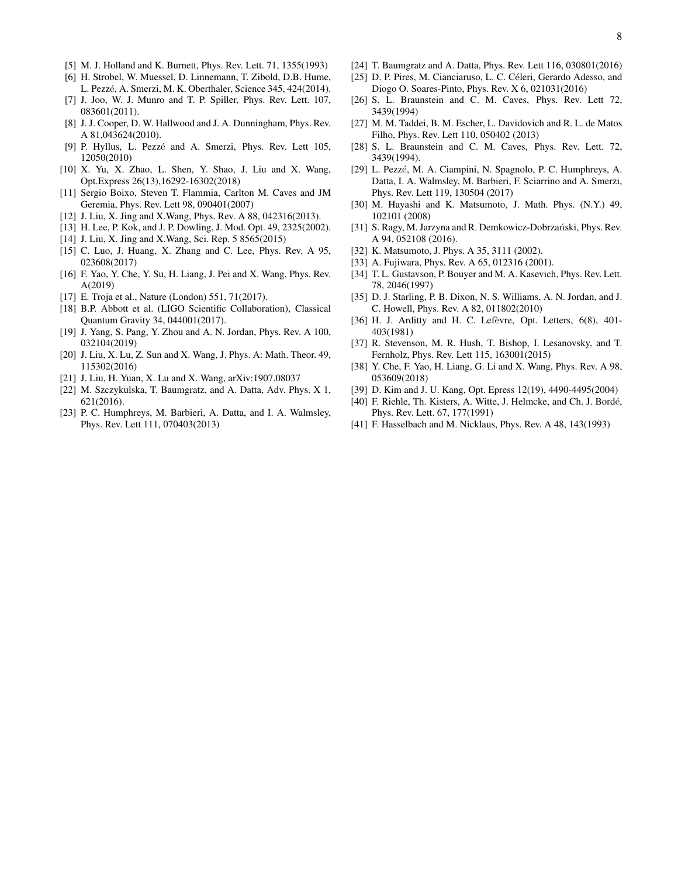[5] M. J. Holland and K. Burnett, Phys. Rev. Lett. 71, 1355(1993)

[6] H. Strobel, W. Muessel, D. Linnemann, T. Zibold, D.B. Hume, L. Pezzé, A. Smerzi, M. K. Oberthaler, Science 345, 424(2014).

[7] J. Joo, W. J. Munro and T. P. Spiller, Phys. Rev. Lett. 107, 083601(2011).

[8] J. J. Cooper, D. W. Hallwood and J. A. Dunningham, Phys. Rev. A 81,043624(2010).

[9] P. Hyllus, L. Pezzé and A. Smerzi, Phys. Rev. Lett 105, 12050(2010)

[10] X. Yu, X. Zhao, L. Shen, Y. Shao, J. Liu and X. Wang, Opt.Express 26(13),16292-16302(2018)

[11] Sergio Boixo, Steven T. Flammia, Carlton M. Caves and JM Geremia, Phys. Rev. Lett 98, 090401(2007)

[12] J. Liu, X. Jing and X.Wang, Phys. Rev. A 88, 042316(2013).

[13] H. Lee, P. Kok, and J. P. Dowling, J. Mod. Opt. 49, 2325(2002).

[14] J. Liu, X. Jing and X.Wang, Sci. Rep. 5 8565(2015)

[15] C. Luo, J. Huang, X. Zhang and C. Lee, Phys. Rev. A 95, 023608(2017)

[16] F. Yao, Y. Che, Y. Su, H. Liang, J. Pei and X. Wang, Phys. Rev. A(2019)

[17] E. Troja et al., Nature (London) 551, 71(2017).

[18] B.P. Abbott et al. (LIGO Scientific Collaboration), Classical Quantum Gravity 34, 044001(2017).

[19] J. Yang, S. Pang, Y. Zhou and A. N. Jordan, Phys. Rev. A 100, 032104(2019)

[20] J. Liu, X. Lu, Z. Sun and X. Wang, J. Phys. A: Math. Theor. 49, 115302(2016)

[21] J. Liu, H. Yuan, X. Lu and X. Wang, arXiv:1907.08037

[22] M. Szczykulska, T. Baumgratz, and A. Datta, Adv. Phys. X 1, 621(2016).

[23] P. C. Humphreys, M. Barbieri, A. Datta, and I. A. Walmsley, Phys. Rev. Lett 111, 070403(2013)

[24] T. Baumgratz and A. Datta, Phys. Rev. Lett 116, 030801(2016)

[25] D. P. Pires, M. Cianciaruso, L. C. Céleri, Gerardo Adesso, and Diogo O. Soares-Pinto, Phys. Rev. X 6, 021031(2016)

[26] S. L. Braunstein and C. M. Caves, Phys. Rev. Lett 72, 3439(1994)

[27] M. M. Taddei, B. M. Escher, L. Davidovich and R. L. de Matos Filho, Phys. Rev. Lett 110, 050402 (2013)

[28] S. L. Braunstein and C. M. Caves, Phys. Rev. Lett. 72, 3439(1994).

[29] L. Pezzé, M. A. Ciampini, N. Spagnolo, P. C. Humphreys, A. Datta, I. A. Walmsley, M. Barbieri, F. Sciarrino and A. Smerzi, Phys. Rev. Lett 119, 130504 (2017)

[30] M. Hayashi and K. Matsumoto, J. Math. Phys. (N.Y.) 49, 102101 (2008)

[31] S. Ragy, M. Jarzyna and R. Demkowicz-Dobrzański, Phys. Rev. A 94, 052108 (2016).

[32] K. Matsumoto, J. Phys. A 35, 3111 (2002).

[33] A. Fujiwara, Phys. Rev. A 65, 012316 (2001).

[34] T. L. Gustavson, P. Bouyer and M. A. Kasevich, Phys. Rev. Lett. 78, 2046(1997)

[35] D. J. Starling, P. B. Dixon, N. S. Williams, A. N. Jordan, and J. C. Howell, Phys. Rev. A 82, 011802(2010)

[36] H. J. Arditty and H. C. Lefèvre, Opt. Letters, 6(8), 401-403(1981)

[37] R. Stevenson, M. R. Hush, T. Bishop, I. Lesanovsky, and T. Fernholz, Phys. Rev. Lett 115, 163001(2015)

[38] Y. Che, F. Yao, H. Liang, G. Li and X. Wang, Phys. Rev. A 98, 053609(2018)

[39] D. Kim and J. U. Kang, Opt. Epress 12(19), 4490-4495(2004)

[40] F. Riehle, Th. Kisters, A. Witte, J. Helmcke, and Ch. J. Bordé, Phys. Rev. Lett. 67, 177(1991)

[41] F. Hasselbach and M. Nicklaus, Phys. Rev. A 48, 143(1993)